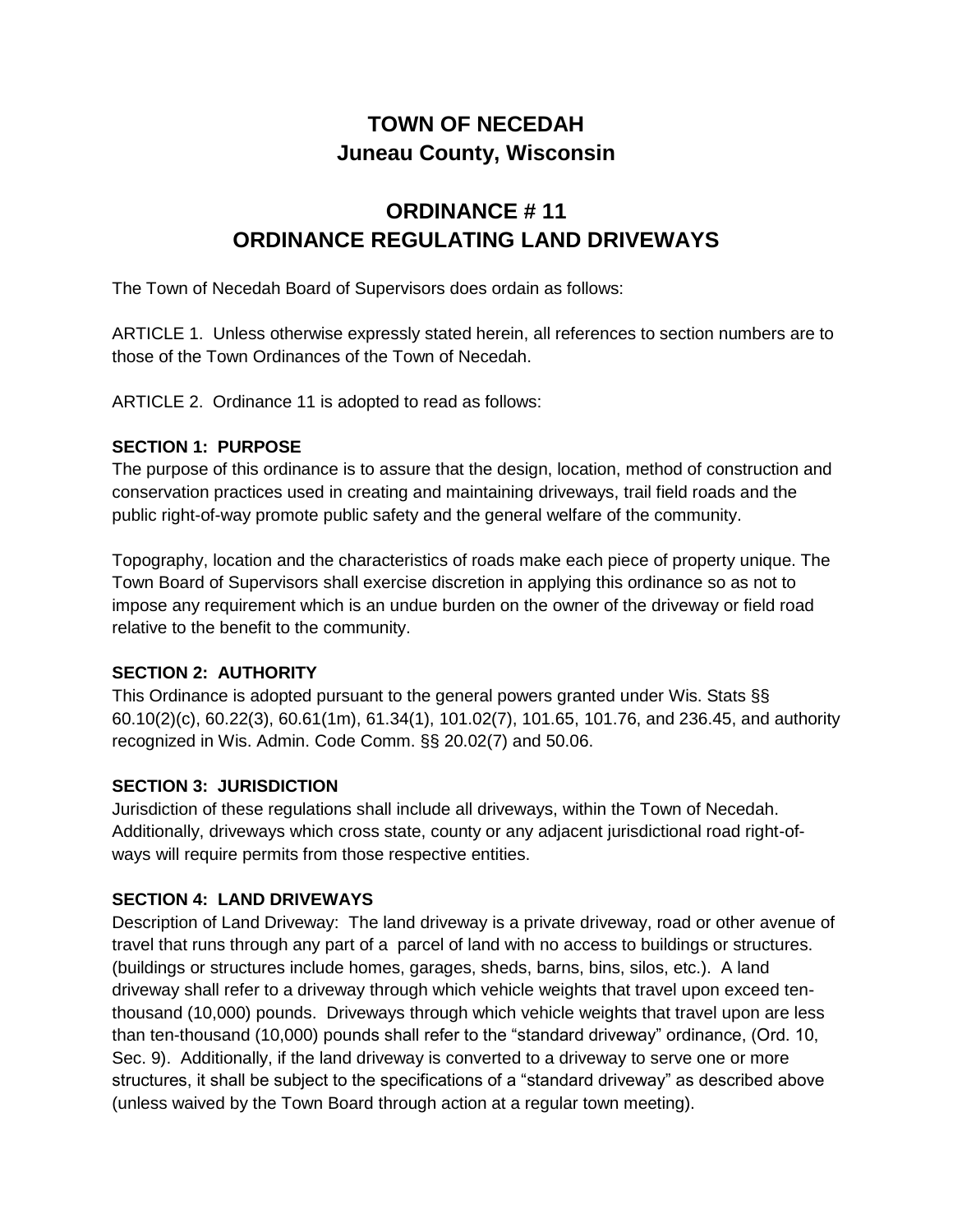# TOWN OF NECEDAH
# Juneau County, Wisconsin

## ORDINANCE # 11
## ORDINANCE REGULATING LAND DRIVEWAYS

The Town of Necedah Board of Supervisors does ordain as follows:

ARTICLE 1. Unless otherwise expressly stated herein, all references to section numbers are to those of the Town Ordinances of the Town of Necedah.

ARTICLE 2. Ordinance 11 is adopted to read as follows:

### SECTION 1: PURPOSE

The purpose of this ordinance is to assure that the design, location, method of construction and conservation practices used in creating and maintaining driveways, trail field roads and the public right-of-way promote public safety and the general welfare of the community.

Topography, location and the characteristics of roads make each piece of property unique. The Town Board of Supervisors shall exercise discretion in applying this ordinance so as not to impose any requirement which is an undue burden on the owner of the driveway or field road relative to the benefit to the community.

### SECTION 2: AUTHORITY

This Ordinance is adopted pursuant to the general powers granted under Wis. Stats §§ 60.10(2)(c), 60.22(3), 60.61(1m), 61.34(1), 101.02(7), 101.65, 101.76, and 236.45, and authority recognized in Wis. Admin. Code Comm. §§ 20.02(7) and 50.06.

### SECTION 3: JURISDICTION

Jurisdiction of these regulations shall include all driveways, within the Town of Necedah. Additionally, driveways which cross state, county or any adjacent jurisdictional road right-of-ways will require permits from those respective entities.

### SECTION 4: LAND DRIVEWAYS

Description of Land Driveway: The land driveway is a private driveway, road or other avenue of travel that runs through any part of a parcel of land with no access to buildings or structures. (buildings or structures include homes, garages, sheds, barns, bins, silos, etc.). A land driveway shall refer to a driveway through which vehicle weights that travel upon exceed ten-thousand (10,000) pounds. Driveways through which vehicle weights that travel upon are less than ten-thousand (10,000) pounds shall refer to the "standard driveway" ordinance, (Ord. 10, Sec. 9). Additionally, if the land driveway is converted to a driveway to serve one or more structures, it shall be subject to the specifications of a "standard driveway" as described above (unless waived by the Town Board through action at a regular town meeting).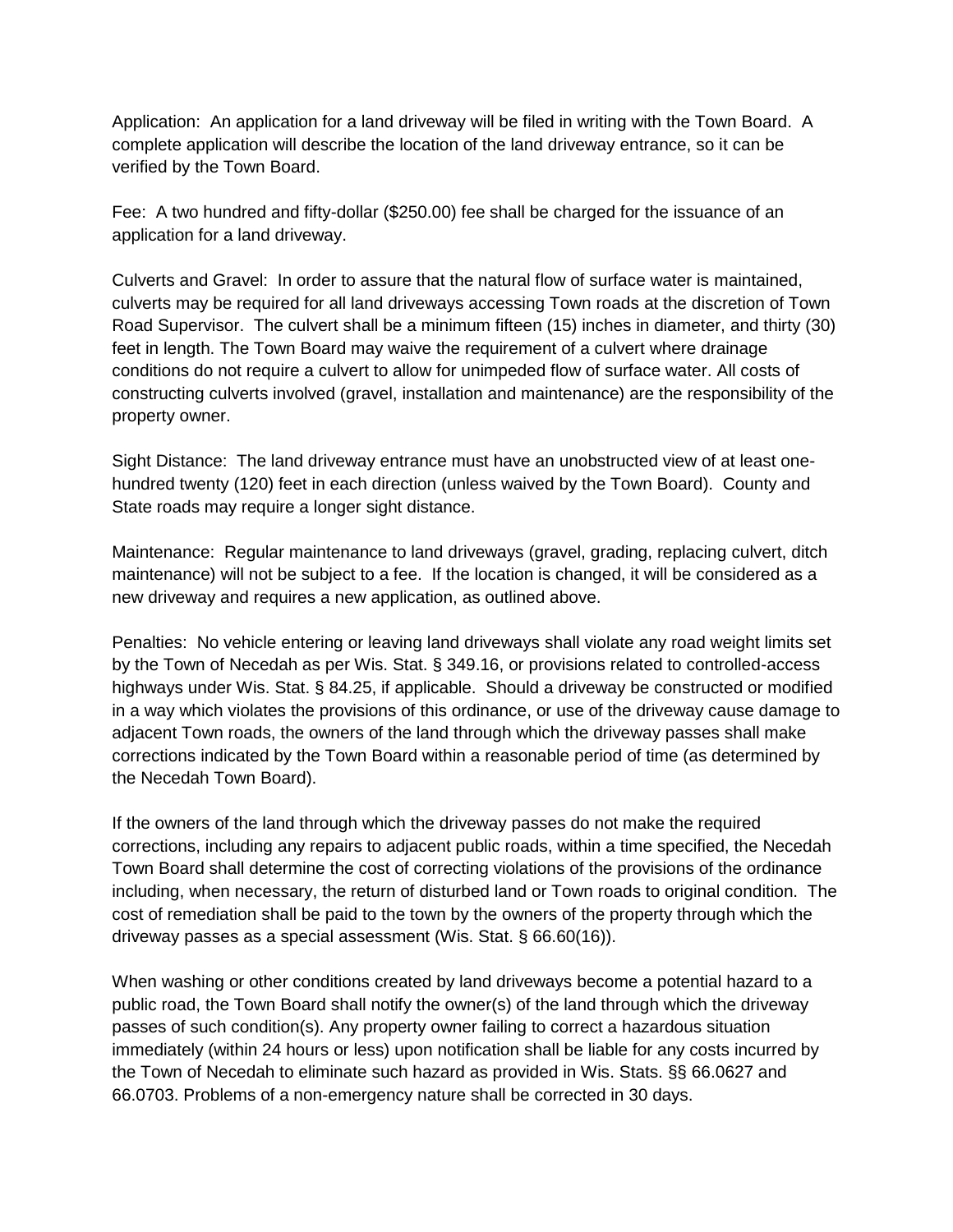Application: An application for a land driveway will be filed in writing with the Town Board. A complete application will describe the location of the land driveway entrance, so it can be verified by the Town Board.

Fee: A two hundred and fifty-dollar ($250.00) fee shall be charged for the issuance of an application for a land driveway.

Culverts and Gravel: In order to assure that the natural flow of surface water is maintained, culverts may be required for all land driveways accessing Town roads at the discretion of Town Road Supervisor. The culvert shall be a minimum fifteen (15) inches in diameter, and thirty (30) feet in length. The Town Board may waive the requirement of a culvert where drainage conditions do not require a culvert to allow for unimpeded flow of surface water. All costs of constructing culverts involved (gravel, installation and maintenance) are the responsibility of the property owner.

Sight Distance: The land driveway entrance must have an unobstructed view of at least one-hundred twenty (120) feet in each direction (unless waived by the Town Board). County and State roads may require a longer sight distance.

Maintenance: Regular maintenance to land driveways (gravel, grading, replacing culvert, ditch maintenance) will not be subject to a fee. If the location is changed, it will be considered as a new driveway and requires a new application, as outlined above.

Penalties: No vehicle entering or leaving land driveways shall violate any road weight limits set by the Town of Necedah as per Wis. Stat. § 349.16, or provisions related to controlled-access highways under Wis. Stat. § 84.25, if applicable. Should a driveway be constructed or modified in a way which violates the provisions of this ordinance, or use of the driveway cause damage to adjacent Town roads, the owners of the land through which the driveway passes shall make corrections indicated by the Town Board within a reasonable period of time (as determined by the Necedah Town Board).

If the owners of the land through which the driveway passes do not make the required corrections, including any repairs to adjacent public roads, within a time specified, the Necedah Town Board shall determine the cost of correcting violations of the provisions of the ordinance including, when necessary, the return of disturbed land or Town roads to original condition. The cost of remediation shall be paid to the town by the owners of the property through which the driveway passes as a special assessment (Wis. Stat. § 66.60(16)).

When washing or other conditions created by land driveways become a potential hazard to a public road, the Town Board shall notify the owner(s) of the land through which the driveway passes of such condition(s). Any property owner failing to correct a hazardous situation immediately (within 24 hours or less) upon notification shall be liable for any costs incurred by the Town of Necedah to eliminate such hazard as provided in Wis. Stats. §§ 66.0627 and 66.0703. Problems of a non-emergency nature shall be corrected in 30 days.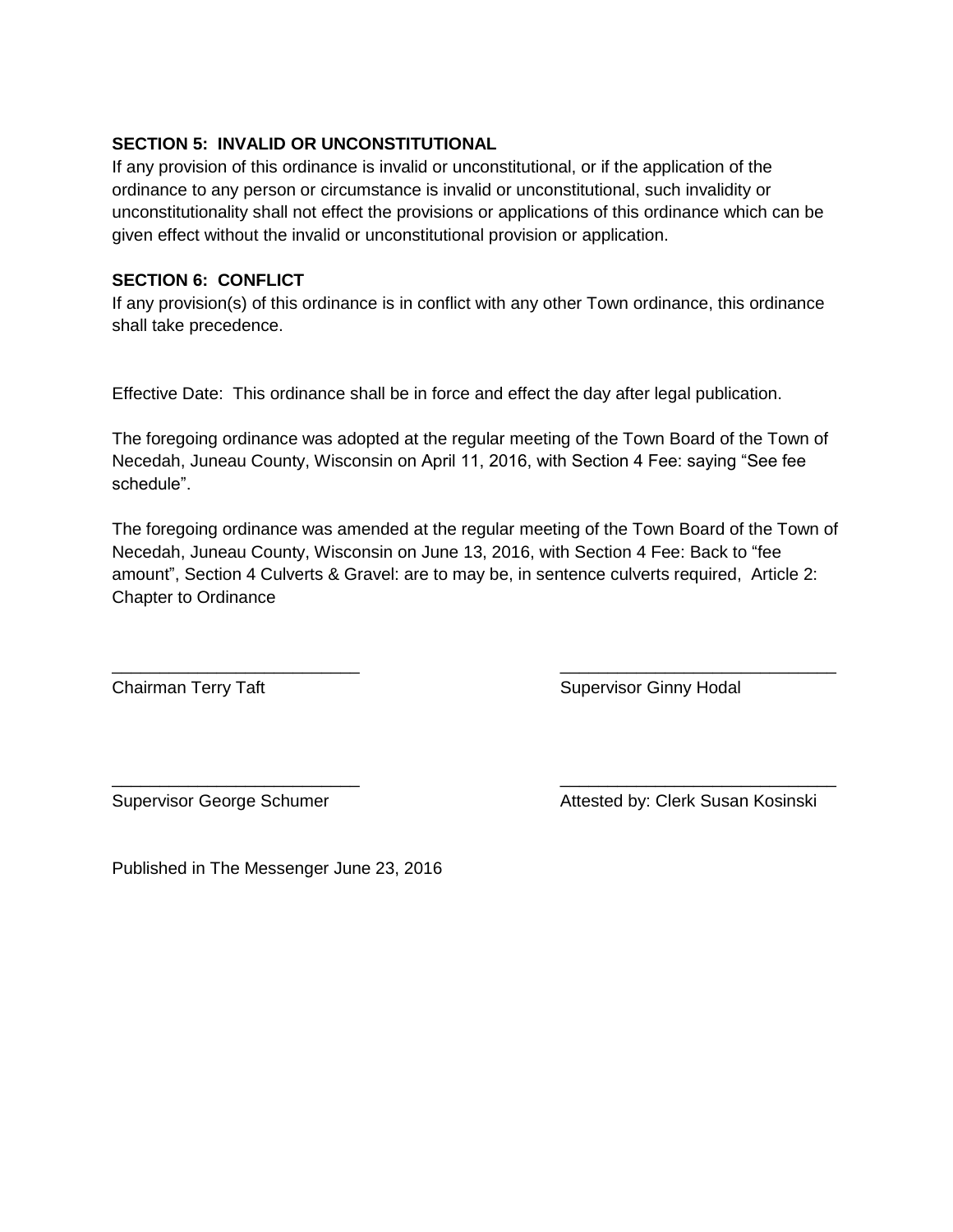**SECTION 5: INVALID OR UNCONSTITUTIONAL**

If any provision of this ordinance is invalid or unconstitutional, or if the application of the ordinance to any person or circumstance is invalid or unconstitutional, such invalidity or unconstitutionality shall not effect the provisions or applications of this ordinance which can be given effect without the invalid or unconstitutional provision or application.

**SECTION 6: CONFLICT**

If any provision(s) of this ordinance is in conflict with any other Town ordinance, this ordinance shall take precedence.

Effective Date: This ordinance shall be in force and effect the day after legal publication.

The foregoing ordinance was adopted at the regular meeting of the Town Board of the Town of Necedah, Juneau County, Wisconsin on April 11, 2016, with Section 4 Fee: saying "See fee schedule".

The foregoing ordinance was amended at the regular meeting of the Town Board of the Town of Necedah, Juneau County, Wisconsin on June 13, 2016, with Section 4 Fee: Back to "fee amount", Section 4 Culverts & Gravel: are to may be, in sentence culverts required, Article 2: Chapter to Ordinance

\_\_\_\_\_\_\_\_\_\_\_\_\_\_\_\_\_\_\_\_\_\_\_\_\_\_
Chairman Terry Taft

\_\_\_\_\_\_\_\_\_\_\_\_\_\_\_\_\_\_\_\_\_\_\_\_\_\_
Supervisor Ginny Hodal

\_\_\_\_\_\_\_\_\_\_\_\_\_\_\_\_\_\_\_\_\_\_\_\_\_\_
Supervisor George Schumer

\_\_\_\_\_\_\_\_\_\_\_\_\_\_\_\_\_\_\_\_\_\_\_\_\_\_
Attested by: Clerk Susan Kosinski

Published in The Messenger June 23, 2016